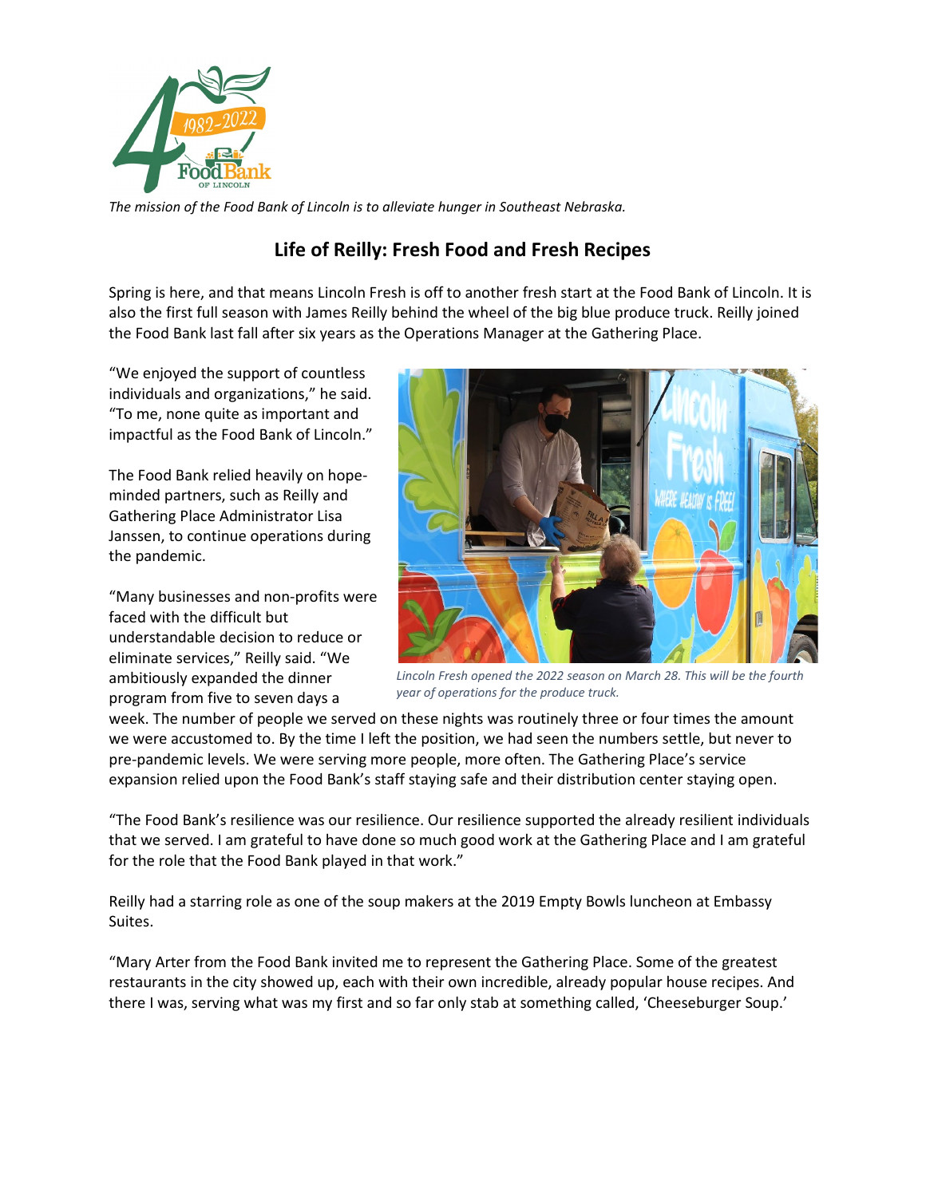*The mission of the Food Bank of Lincoln is to alleviate hunger in Southeast Nebraska.*

# Life of Reilly: Fresh Food and Fresh Recipes

Spring is here, and that means Lincoln Fresh is off to another fresh start at the Food Bank of Lincoln. It is also the first full season with James Reilly behind the wheel of the big blue produce truck. Reilly joined the Food Bank last fall after six years as the Operations Manager at the Gathering Place.

"We enjoyed the support of countless individuals and organizations," he said. "To me, none quite as important and impactful as the Food Bank of Lincoln."

The Food Bank relied heavily on hope-minded partners, such as Reilly and Gathering Place Administrator Lisa Janssen, to continue operations during the pandemic.

"Many businesses and non-profits were faced with the difficult but understandable decision to reduce or eliminate services," Reilly said. "We ambitiously expanded the dinner program from five to seven days a week. The number of people we served on these nights was routinely three or four times the amount we were accustomed to. By the time I left the position, we had seen the numbers settle, but never to pre-pandemic levels. We were serving more people, more often. The Gathering Place's service expansion relied upon the Food Bank's staff staying safe and their distribution center staying open.

*Lincoln Fresh opened the 2022 season on March 28. This will be the fourth year of operations for the produce truck.*

"The Food Bank's resilience was our resilience. Our resilience supported the already resilient individuals that we served. I am grateful to have done so much good work at the Gathering Place and I am grateful for the role that the Food Bank played in that work."

Reilly had a starring role as one of the soup makers at the 2019 Empty Bowls luncheon at Embassy Suites.

"Mary Arter from the Food Bank invited me to represent the Gathering Place. Some of the greatest restaurants in the city showed up, each with their own incredible, already popular house recipes. And there I was, serving what was my first and so far only stab at something called, 'Cheeseburger Soup.'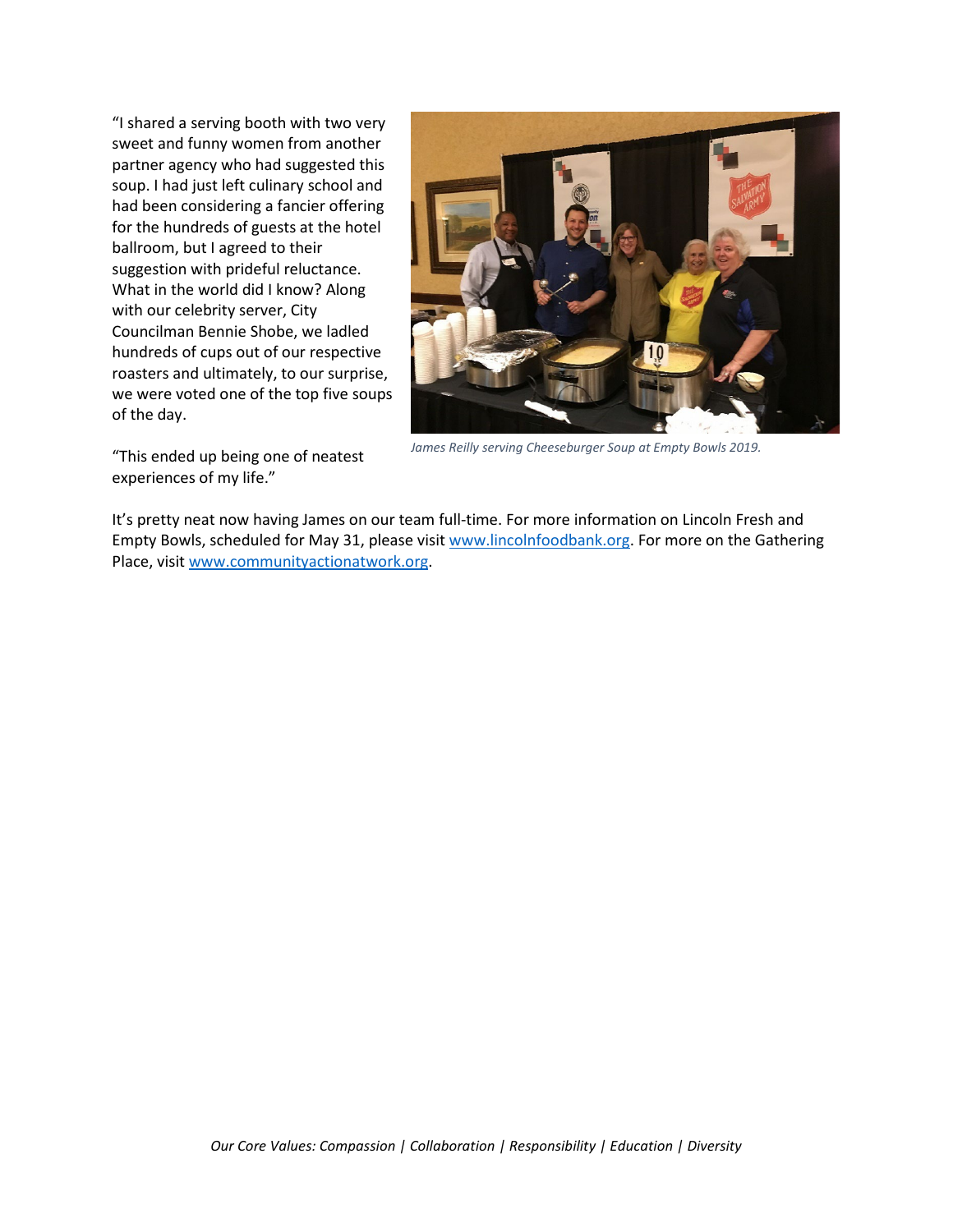"I shared a serving booth with two very sweet and funny women from another partner agency who had suggested this soup. I had just left culinary school and had been considering a fancier offering for the hundreds of guests at the hotel ballroom, but I agreed to their suggestion with prideful reluctance. What in the world did I know? Along with our celebrity server, City Councilman Bennie Shobe, we ladled hundreds of cups out of our respective roasters and ultimately, to our surprise, we were voted one of the top five soups of the day.

*James Reilly serving Cheeseburger Soup at Empty Bowls 2019.*

"This ended up being one of neatest experiences of my life."

It's pretty neat now having James on our team full-time. For more information on Lincoln Fresh and Empty Bowls, scheduled for May 31, please visit [www.lincolnfoodbank.org](http://www.lincolnfoodbank.org). For more on the Gathering Place, visit [www.communityactionatwork.org](http://www.communityactionatwork.org).

*Our Core Values: Compassion | Collaboration | Responsibility | Education | Diversity*